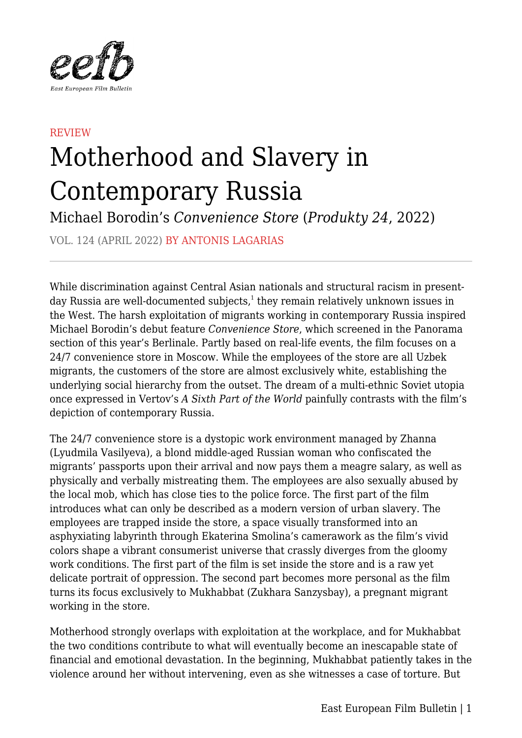REVIEW

# Motherhood and Slavery in Contemporary Russia

Michael Borodin's *Convenience Store* (*Produkty 24*, 2022)

VOL. 124 (APRIL 2022) BY ANTONIS LAGARIAS

---

While discrimination against Central Asian nationals and structural racism in present-day Russia are well-documented subjects,[1] they remain relatively unknown issues in the West. The harsh exploitation of migrants working in contemporary Russia inspired Michael Borodin's debut feature *Convenience Store*, which screened in the Panorama section of this year's Berlinale. Partly based on real-life events, the film focuses on a 24/7 convenience store in Moscow. While the employees of the store are all Uzbek migrants, the customers of the store are almost exclusively white, establishing the underlying social hierarchy from the outset. The dream of a multi-ethnic Soviet utopia once expressed in Vertov's *A Sixth Part of the World* painfully contrasts with the film's depiction of contemporary Russia.

The 24/7 convenience store is a dystopic work environment managed by Zhanna (Lyudmila Vasilyeva), a blond middle-aged Russian woman who confiscated the migrants' passports upon their arrival and now pays them a meagre salary, as well as physically and verbally mistreating them. The employees are also sexually abused by the local mob, which has close ties to the police force. The first part of the film introduces what can only be described as a modern version of urban slavery. The employees are trapped inside the store, a space visually transformed into an asphyxiating labyrinth through Ekaterina Smolina's camerawork as the film's vivid colors shape a vibrant consumerist universe that crassly diverges from the gloomy work conditions. The first part of the film is set inside the store and is a raw yet delicate portrait of oppression. The second part becomes more personal as the film turns its focus exclusively to Mukhabbat (Zukhara Sanzysbay), a pregnant migrant working in the store.

Motherhood strongly overlaps with exploitation at the workplace, and for Mukhabbat the two conditions contribute to what will eventually become an inescapable state of financial and emotional devastation. In the beginning, Mukhabbat patiently takes in the violence around her without intervening, even as she witnesses a case of torture. But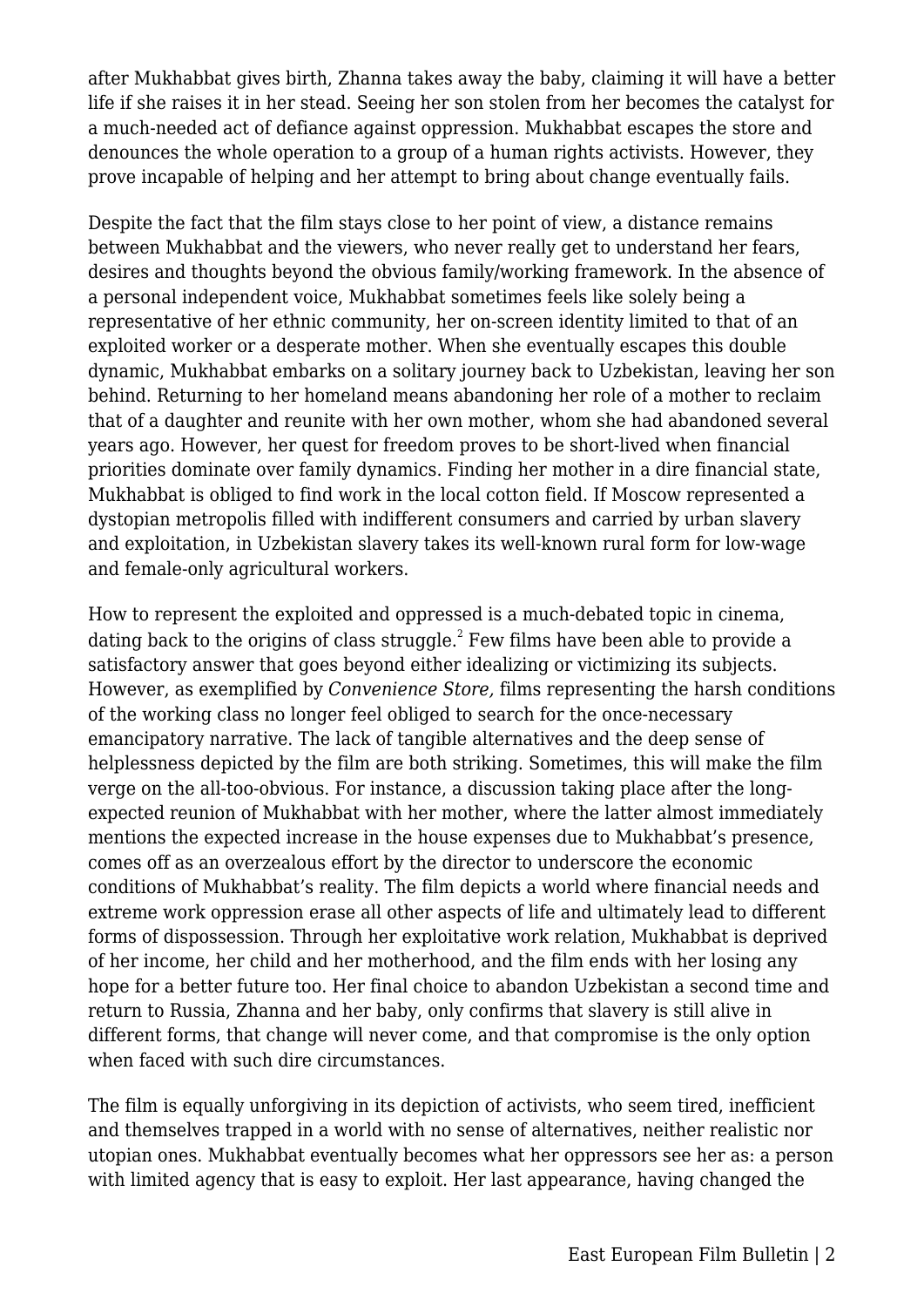after Mukhabbat gives birth, Zhanna takes away the baby, claiming it will have a better life if she raises it in her stead. Seeing her son stolen from her becomes the catalyst for a much-needed act of defiance against oppression. Mukhabbat escapes the store and denounces the whole operation to a group of a human rights activists. However, they prove incapable of helping and her attempt to bring about change eventually fails.

Despite the fact that the film stays close to her point of view, a distance remains between Mukhabbat and the viewers, who never really get to understand her fears, desires and thoughts beyond the obvious family/working framework. In the absence of a personal independent voice, Mukhabbat sometimes feels like solely being a representative of her ethnic community, her on-screen identity limited to that of an exploited worker or a desperate mother. When she eventually escapes this double dynamic, Mukhabbat embarks on a solitary journey back to Uzbekistan, leaving her son behind. Returning to her homeland means abandoning her role of a mother to reclaim that of a daughter and reunite with her own mother, whom she had abandoned several years ago. However, her quest for freedom proves to be short-lived when financial priorities dominate over family dynamics. Finding her mother in a dire financial state, Mukhabbat is obliged to find work in the local cotton field. If Moscow represented a dystopian metropolis filled with indifferent consumers and carried by urban slavery and exploitation, in Uzbekistan slavery takes its well-known rural form for low-wage and female-only agricultural workers.

How to represent the exploited and oppressed is a much-debated topic in cinema, dating back to the origins of class struggle.[2] Few films have been able to provide a satisfactory answer that goes beyond either idealizing or victimizing its subjects. However, as exemplified by *Convenience Store,* films representing the harsh conditions of the working class no longer feel obliged to search for the once-necessary emancipatory narrative. The lack of tangible alternatives and the deep sense of helplessness depicted by the film are both striking. Sometimes, this will make the film verge on the all-too-obvious. For instance, a discussion taking place after the long-expected reunion of Mukhabbat with her mother, where the latter almost immediately mentions the expected increase in the house expenses due to Mukhabbat's presence, comes off as an overzealous effort by the director to underscore the economic conditions of Mukhabbat's reality. The film depicts a world where financial needs and extreme work oppression erase all other aspects of life and ultimately lead to different forms of dispossession. Through her exploitative work relation, Mukhabbat is deprived of her income, her child and her motherhood, and the film ends with her losing any hope for a better future too. Her final choice to abandon Uzbekistan a second time and return to Russia, Zhanna and her baby, only confirms that slavery is still alive in different forms, that change will never come, and that compromise is the only option when faced with such dire circumstances.

The film is equally unforgiving in its depiction of activists, who seem tired, inefficient and themselves trapped in a world with no sense of alternatives, neither realistic nor utopian ones. Mukhabbat eventually becomes what her oppressors see her as: a person with limited agency that is easy to exploit. Her last appearance, having changed the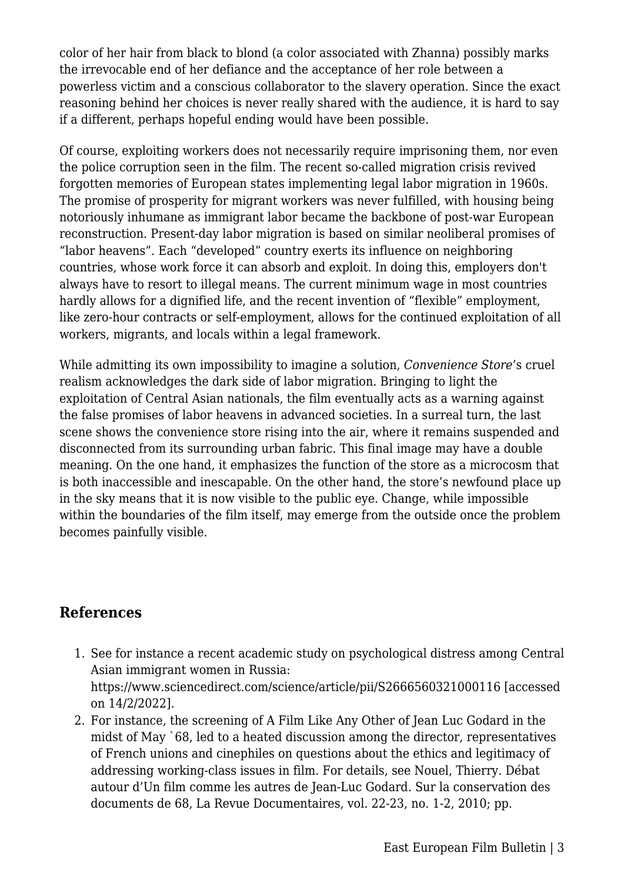color of her hair from black to blond (a color associated with Zhanna) possibly marks the irrevocable end of her defiance and the acceptance of her role between a powerless victim and a conscious collaborator to the slavery operation. Since the exact reasoning behind her choices is never really shared with the audience, it is hard to say if a different, perhaps hopeful ending would have been possible.

Of course, exploiting workers does not necessarily require imprisoning them, nor even the police corruption seen in the film. The recent so-called migration crisis revived forgotten memories of European states implementing legal labor migration in 1960s. The promise of prosperity for migrant workers was never fulfilled, with housing being notoriously inhumane as immigrant labor became the backbone of post-war European reconstruction. Present-day labor migration is based on similar neoliberal promises of "labor heavens". Each "developed" country exerts its influence on neighboring countries, whose work force it can absorb and exploit. In doing this, employers don't always have to resort to illegal means. The current minimum wage in most countries hardly allows for a dignified life, and the recent invention of "flexible" employment, like zero-hour contracts or self-employment, allows for the continued exploitation of all workers, migrants, and locals within a legal framework.

While admitting its own impossibility to imagine a solution, *Convenience Store*'s cruel realism acknowledges the dark side of labor migration. Bringing to light the exploitation of Central Asian nationals, the film eventually acts as a warning against the false promises of labor heavens in advanced societies. In a surreal turn, the last scene shows the convenience store rising into the air, where it remains suspended and disconnected from its surrounding urban fabric. This final image may have a double meaning. On the one hand, it emphasizes the function of the store as a microcosm that is both inaccessible and inescapable. On the other hand, the store's newfound place up in the sky means that it is now visible to the public eye. Change, while impossible within the boundaries of the film itself, may emerge from the outside once the problem becomes painfully visible.

## References

1. See for instance a recent academic study on psychological distress among Central Asian immigrant women in Russia: https://www.sciencedirect.com/science/article/pii/S2666560321000116 [accessed on 14/2/2022].
2. For instance, the screening of A Film Like Any Other of Jean Luc Godard in the midst of May `68, led to a heated discussion among the director, representatives of French unions and cinephiles on questions about the ethics and legitimacy of addressing working-class issues in film. For details, see Nouel, Thierry. Débat autour d'Un film comme les autres de Jean-Luc Godard. Sur la conservation des documents de 68, La Revue Documentaires, vol. 22-23, no. 1-2, 2010; pp.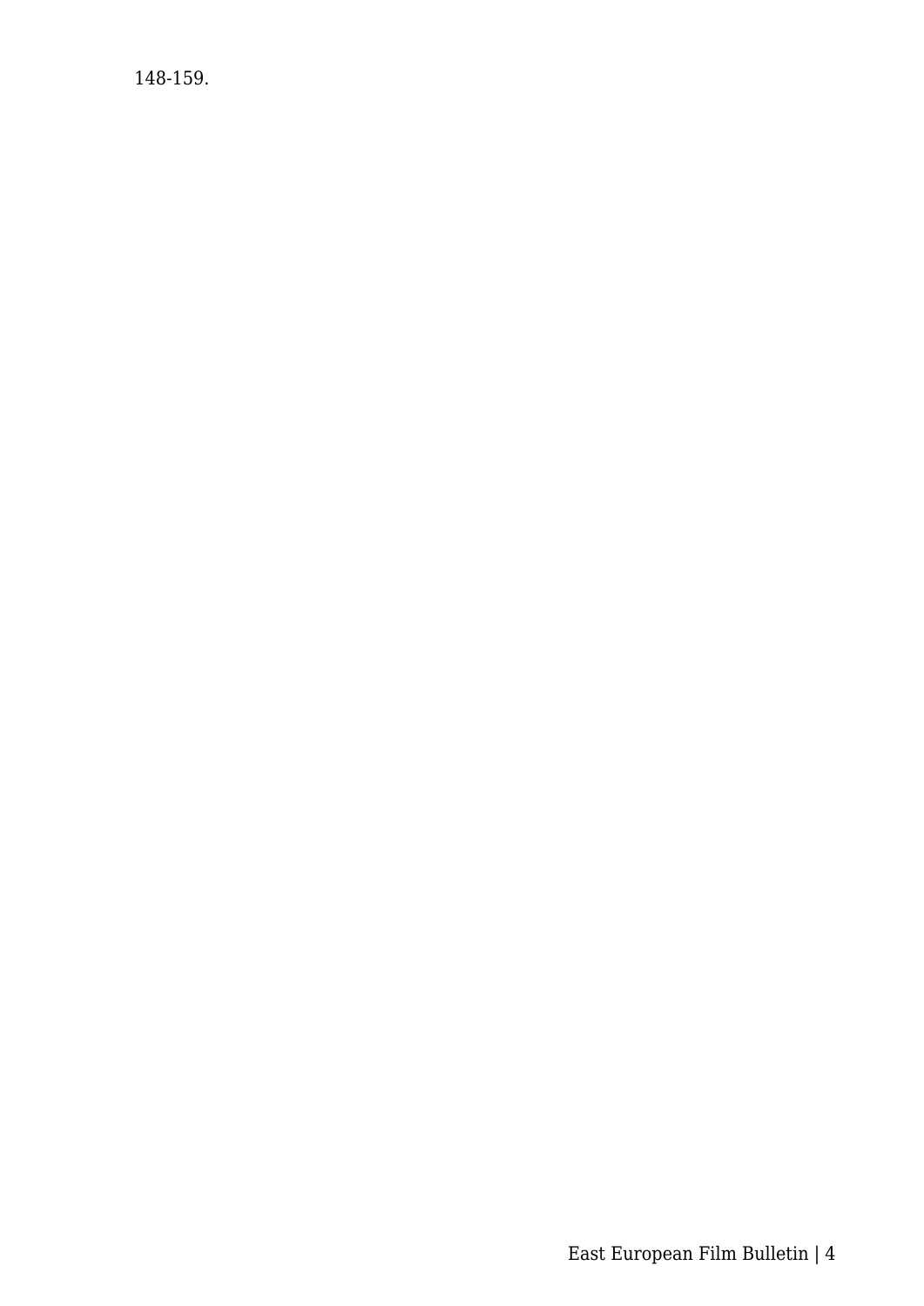148-159.